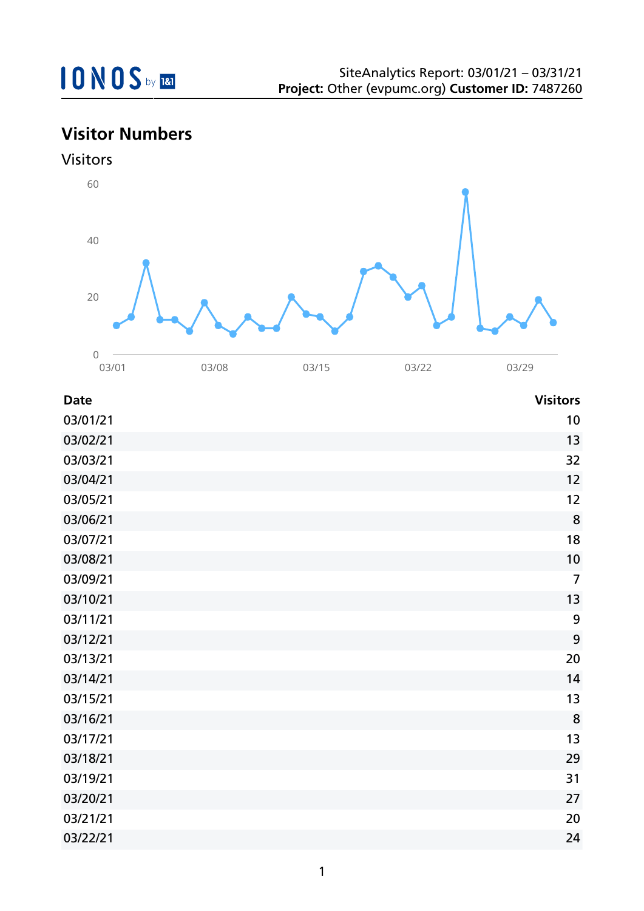SiteAnalytics Report: 03/01/21 – 03/31/21
**Project:** Other (evpumc.org) **Customer ID:** 7487260

## Visitor Numbers

### Visitors

| Date | Visitors |
|---|---|
| 03/01/21 | 10 |
| 03/02/21 | 13 |
| 03/03/21 | 32 |
| 03/04/21 | 12 |
| 03/05/21 | 12 |
| 03/06/21 | 8 |
| 03/07/21 | 18 |
| 03/08/21 | 10 |
| 03/09/21 | 7 |
| 03/10/21 | 13 |
| 03/11/21 | 9 |
| 03/12/21 | 9 |
| 03/13/21 | 20 |
| 03/14/21 | 14 |
| 03/15/21 | 13 |
| 03/16/21 | 8 |
| 03/17/21 | 13 |
| 03/18/21 | 29 |
| 03/19/21 | 31 |
| 03/20/21 | 27 |
| 03/21/21 | 20 |
| 03/22/21 | 24 |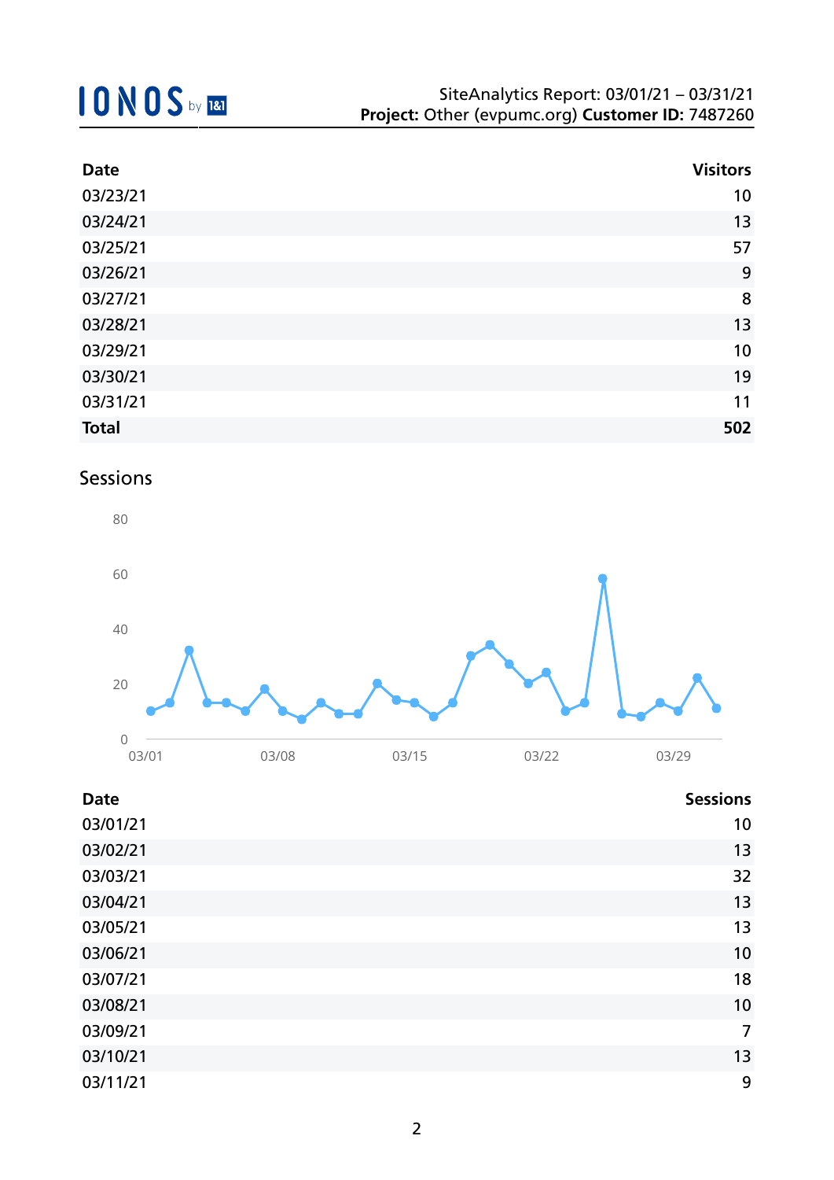| Date | Visitors |
|---|---|
| 03/23/21 | 10 |
| 03/24/21 | 13 |
| 03/25/21 | 57 |
| 03/26/21 | 9 |
| 03/27/21 | 8 |
| 03/28/21 | 13 |
| 03/29/21 | 10 |
| 03/30/21 | 19 |
| 03/31/21 | 11 |
| **Total** | **502** |

## Sessions

| Date | Sessions |
|---|---|
| 03/01/21 | 10 |
| 03/02/21 | 13 |
| 03/03/21 | 32 |
| 03/04/21 | 13 |
| 03/05/21 | 13 |
| 03/06/21 | 10 |
| 03/07/21 | 18 |
| 03/08/21 | 10 |
| 03/09/21 | 7 |
| 03/10/21 | 13 |
| 03/11/21 | 9 |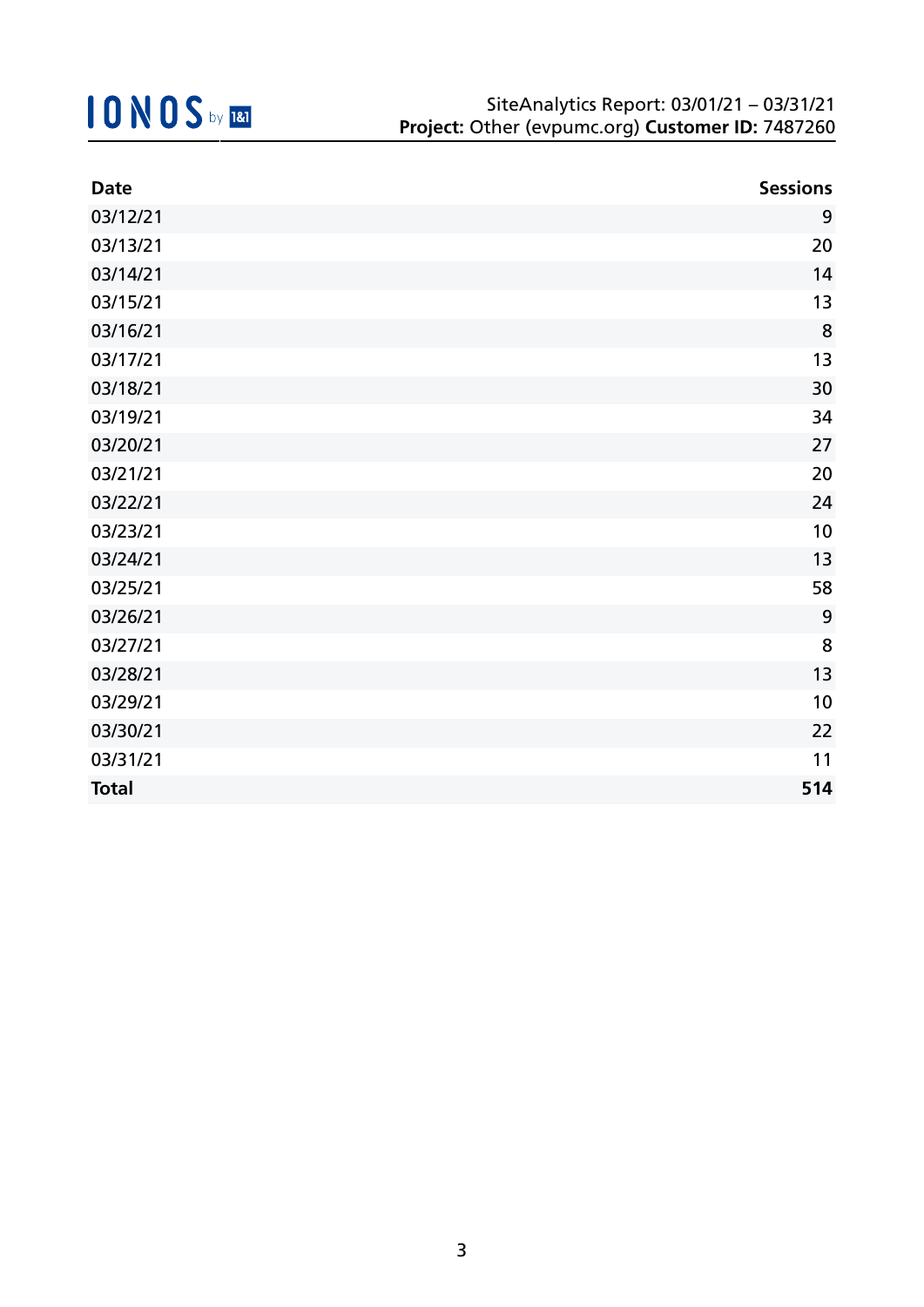| Date | Sessions |
|---|---|
| 03/12/21 | 9 |
| 03/13/21 | 20 |
| 03/14/21 | 14 |
| 03/15/21 | 13 |
| 03/16/21 | 8 |
| 03/17/21 | 13 |
| 03/18/21 | 30 |
| 03/19/21 | 34 |
| 03/20/21 | 27 |
| 03/21/21 | 20 |
| 03/22/21 | 24 |
| 03/23/21 | 10 |
| 03/24/21 | 13 |
| 03/25/21 | 58 |
| 03/26/21 | 9 |
| 03/27/21 | 8 |
| 03/28/21 | 13 |
| 03/29/21 | 10 |
| 03/30/21 | 22 |
| 03/31/21 | 11 |
| **Total** | **514** |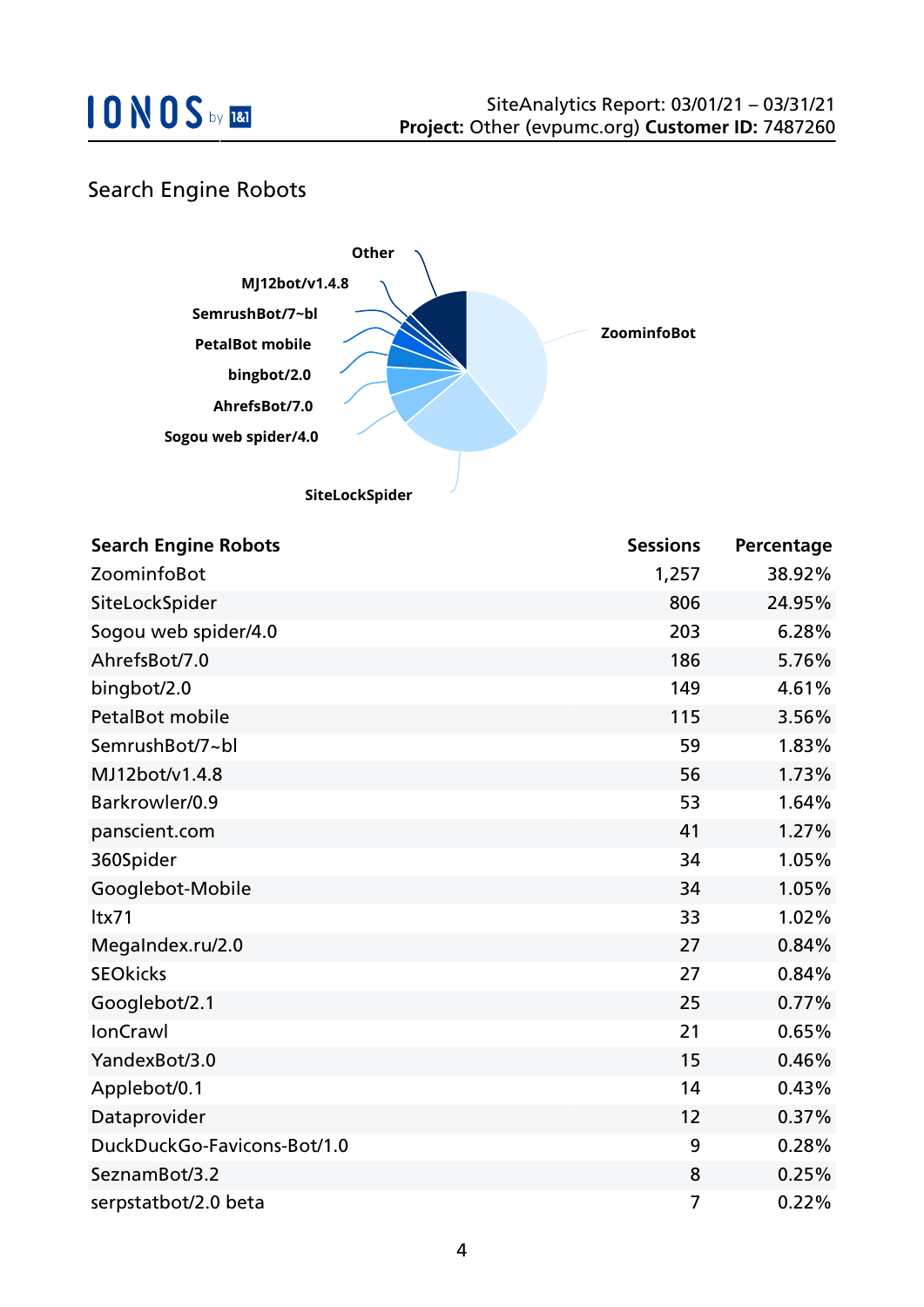## Search Engine Robots

| Search Engine Robots | Sessions | Percentage |
|---|---|---|
| ZoominfoBot | 1,257 | 38.92% |
| SiteLockSpider | 806 | 24.95% |
| Sogou web spider/4.0 | 203 | 6.28% |
| AhrefsBot/7.0 | 186 | 5.76% |
| bingbot/2.0 | 149 | 4.61% |
| PetalBot mobile | 115 | 3.56% |
| SemrushBot/7~bl | 59 | 1.83% |
| MJ12bot/v1.4.8 | 56 | 1.73% |
| Barkrowler/0.9 | 53 | 1.64% |
| panscient.com | 41 | 1.27% |
| 360Spider | 34 | 1.05% |
| Googlebot-Mobile | 34 | 1.05% |
| ltx71 | 33 | 1.02% |
| MegaIndex.ru/2.0 | 27 | 0.84% |
| SEOkicks | 27 | 0.84% |
| Googlebot/2.1 | 25 | 0.77% |
| IonCrawl | 21 | 0.65% |
| YandexBot/3.0 | 15 | 0.46% |
| Applebot/0.1 | 14 | 0.43% |
| Dataprovider | 12 | 0.37% |
| DuckDuckGo-Favicons-Bot/1.0 | 9 | 0.28% |
| SeznamBot/3.2 | 8 | 0.25% |
| serpstatbot/2.0 beta | 7 | 0.22% |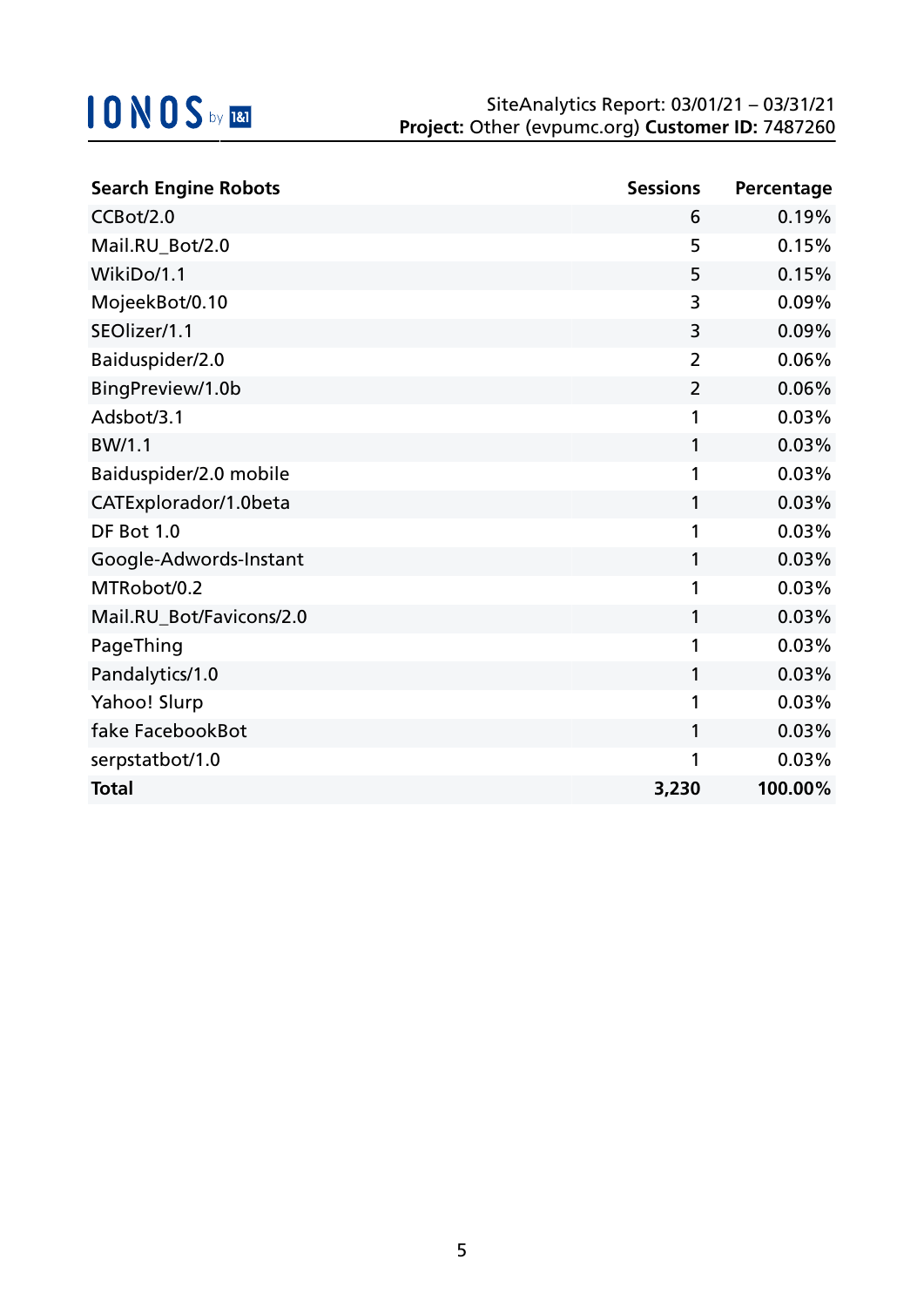| Search Engine Robots | Sessions | Percentage |
|---|---:|---:|
| CCBot/2.0 | 6 | 0.19% |
| Mail.RU_Bot/2.0 | 5 | 0.15% |
| WikiDo/1.1 | 5 | 0.15% |
| MojeekBot/0.10 | 3 | 0.09% |
| SEOlizer/1.1 | 3 | 0.09% |
| Baiduspider/2.0 | 2 | 0.06% |
| BingPreview/1.0b | 2 | 0.06% |
| Adsbot/3.1 | 1 | 0.03% |
| BW/1.1 | 1 | 0.03% |
| Baiduspider/2.0 mobile | 1 | 0.03% |
| CATExplorador/1.0beta | 1 | 0.03% |
| DF Bot 1.0 | 1 | 0.03% |
| Google-Adwords-Instant | 1 | 0.03% |
| MTRobot/0.2 | 1 | 0.03% |
| Mail.RU_Bot/Favicons/2.0 | 1 | 0.03% |
| PageThing | 1 | 0.03% |
| Pandalytics/1.0 | 1 | 0.03% |
| Yahoo! Slurp | 1 | 0.03% |
| fake FacebookBot | 1 | 0.03% |
| serpstatbot/1.0 | 1 | 0.03% |
| **Total** | **3,230** | **100.00%** |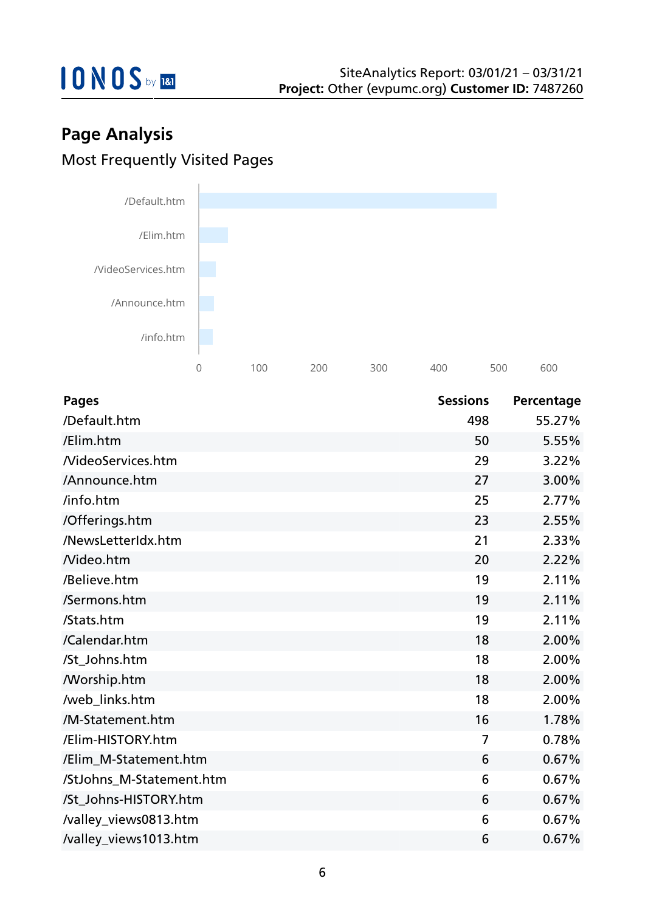## Page Analysis

### Most Frequently Visited Pages

| Pages | Sessions | Percentage |
|---|---|---|
| /Default.htm | 498 | 55.27% |
| /Elim.htm | 50 | 5.55% |
| /VideoServices.htm | 29 | 3.22% |
| /Announce.htm | 27 | 3.00% |
| /info.htm | 25 | 2.77% |
| /Offerings.htm | 23 | 2.55% |
| /NewsLetterIdx.htm | 21 | 2.33% |
| /Video.htm | 20 | 2.22% |
| /Believe.htm | 19 | 2.11% |
| /Sermons.htm | 19 | 2.11% |
| /Stats.htm | 19 | 2.11% |
| /Calendar.htm | 18 | 2.00% |
| /St_Johns.htm | 18 | 2.00% |
| /Worship.htm | 18 | 2.00% |
| /web_links.htm | 18 | 2.00% |
| /M-Statement.htm | 16 | 1.78% |
| /Elim-HISTORY.htm | 7 | 0.78% |
| /Elim_M-Statement.htm | 6 | 0.67% |
| /StJohns_M-Statement.htm | 6 | 0.67% |
| /St_Johns-HISTORY.htm | 6 | 0.67% |
| /valley_views0813.htm | 6 | 0.67% |
| /valley_views1013.htm | 6 | 0.67% |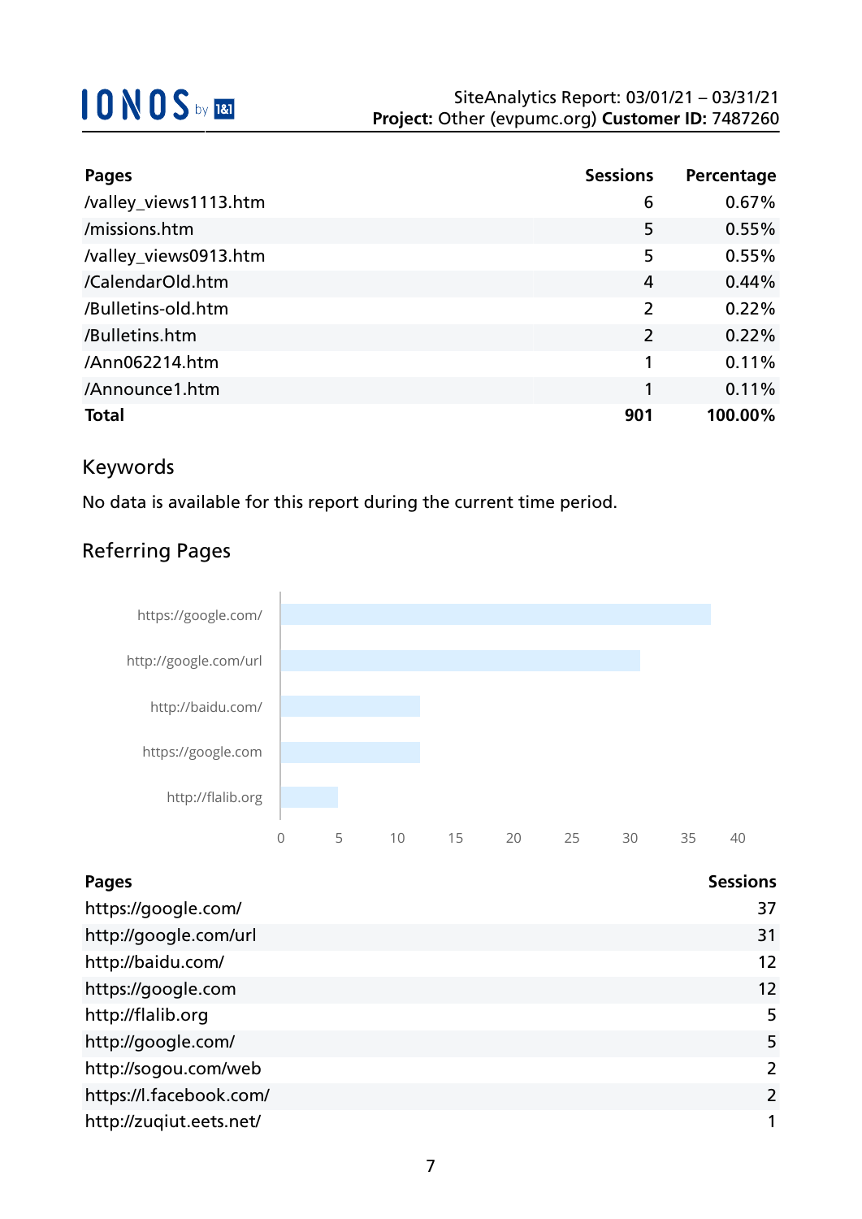| Pages | Sessions | Percentage |
|---|---|---|
| /valley_views1113.htm | 6 | 0.67% |
| /missions.htm | 5 | 0.55% |
| /valley_views0913.htm | 5 | 0.55% |
| /CalendarOld.htm | 4 | 0.44% |
| /Bulletins-old.htm | 2 | 0.22% |
| /Bulletins.htm | 2 | 0.22% |
| /Ann062214.htm | 1 | 0.11% |
| /Announce1.htm | 1 | 0.11% |
| **Total** | **901** | **100.00%** |

## Keywords

No data is available for this report during the current time period.

## Referring Pages

| Pages | Sessions |
|---|---|
| https://google.com/ | 37 |
| http://google.com/url | 31 |
| http://baidu.com/ | 12 |
| https://google.com | 12 |
| http://flalib.org | 5 |
| http://google.com/ | 5 |
| http://sogou.com/web | 2 |
| https://l.facebook.com/ | 2 |
| http://zuqiut.eets.net/ | 1 |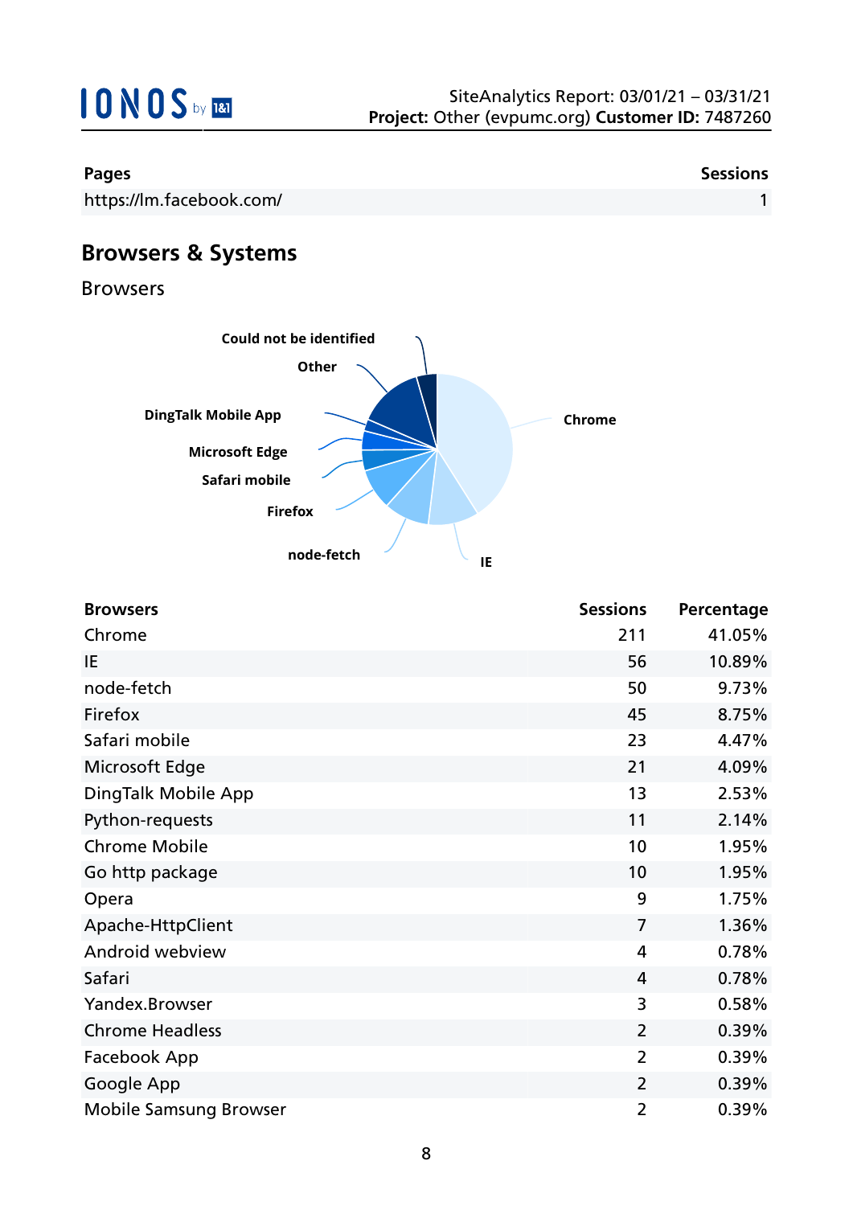| Pages | Sessions |
|---|---|
| https://lm.facebook.com/ | 1 |

## Browsers & Systems

### Browsers

| Browsers | Sessions | Percentage |
|---|---|---|
| Chrome | 211 | 41.05% |
| IE | 56 | 10.89% |
| node-fetch | 50 | 9.73% |
| Firefox | 45 | 8.75% |
| Safari mobile | 23 | 4.47% |
| Microsoft Edge | 21 | 4.09% |
| DingTalk Mobile App | 13 | 2.53% |
| Python-requests | 11 | 2.14% |
| Chrome Mobile | 10 | 1.95% |
| Go http package | 10 | 1.95% |
| Opera | 9 | 1.75% |
| Apache-HttpClient | 7 | 1.36% |
| Android webview | 4 | 0.78% |
| Safari | 4 | 0.78% |
| Yandex.Browser | 3 | 0.58% |
| Chrome Headless | 2 | 0.39% |
| Facebook App | 2 | 0.39% |
| Google App | 2 | 0.39% |
| Mobile Samsung Browser | 2 | 0.39% |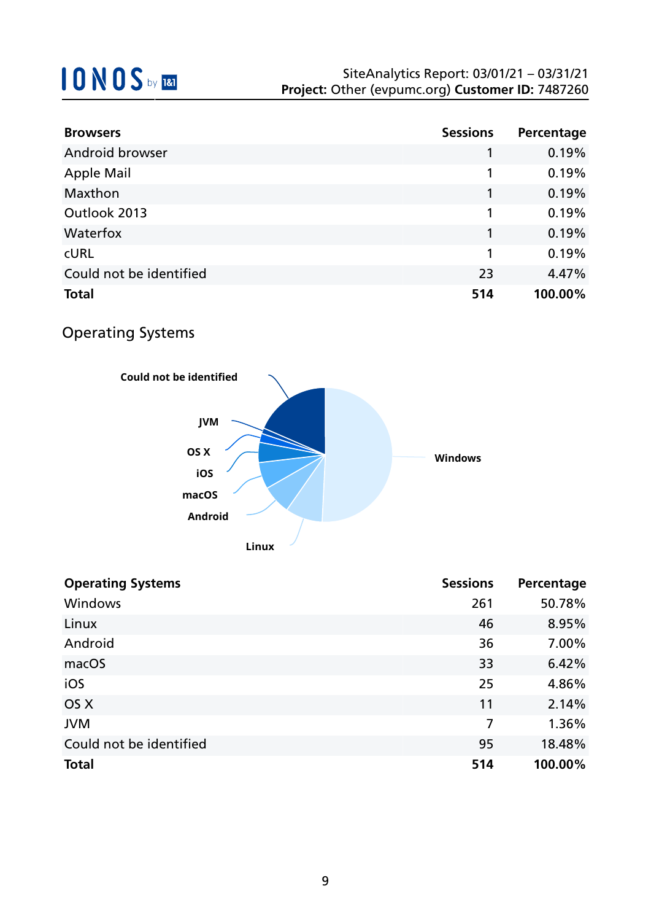| Browsers | Sessions | Percentage |
|---|---|---|
| Android browser | 1 | 0.19% |
| Apple Mail | 1 | 0.19% |
| Maxthon | 1 | 0.19% |
| Outlook 2013 | 1 | 0.19% |
| Waterfox | 1 | 0.19% |
| cURL | 1 | 0.19% |
| Could not be identified | 23 | 4.47% |
| **Total** | **514** | **100.00%** |

## Operating Systems

| Operating Systems | Sessions | Percentage |
|---|---|---|
| Windows | 261 | 50.78% |
| Linux | 46 | 8.95% |
| Android | 36 | 7.00% |
| macOS | 33 | 6.42% |
| iOS | 25 | 4.86% |
| OS X | 11 | 2.14% |
| JVM | 7 | 1.36% |
| Could not be identified | 95 | 18.48% |
| **Total** | **514** | **100.00%** |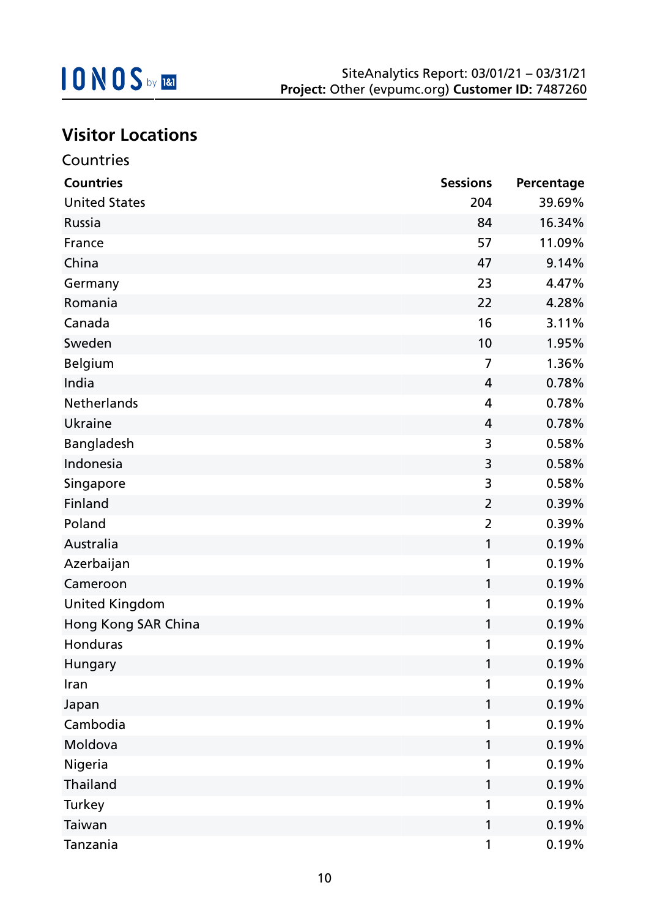## Visitor Locations

### Countries

| Countries | Sessions | Percentage |
|---|---|---|
| United States | 204 | 39.69% |
| Russia | 84 | 16.34% |
| France | 57 | 11.09% |
| China | 47 | 9.14% |
| Germany | 23 | 4.47% |
| Romania | 22 | 4.28% |
| Canada | 16 | 3.11% |
| Sweden | 10 | 1.95% |
| Belgium | 7 | 1.36% |
| India | 4 | 0.78% |
| Netherlands | 4 | 0.78% |
| Ukraine | 4 | 0.78% |
| Bangladesh | 3 | 0.58% |
| Indonesia | 3 | 0.58% |
| Singapore | 3 | 0.58% |
| Finland | 2 | 0.39% |
| Poland | 2 | 0.39% |
| Australia | 1 | 0.19% |
| Azerbaijan | 1 | 0.19% |
| Cameroon | 1 | 0.19% |
| United Kingdom | 1 | 0.19% |
| Hong Kong SAR China | 1 | 0.19% |
| Honduras | 1 | 0.19% |
| Hungary | 1 | 0.19% |
| Iran | 1 | 0.19% |
| Japan | 1 | 0.19% |
| Cambodia | 1 | 0.19% |
| Moldova | 1 | 0.19% |
| Nigeria | 1 | 0.19% |
| Thailand | 1 | 0.19% |
| Turkey | 1 | 0.19% |
| Taiwan | 1 | 0.19% |
| Tanzania | 1 | 0.19% |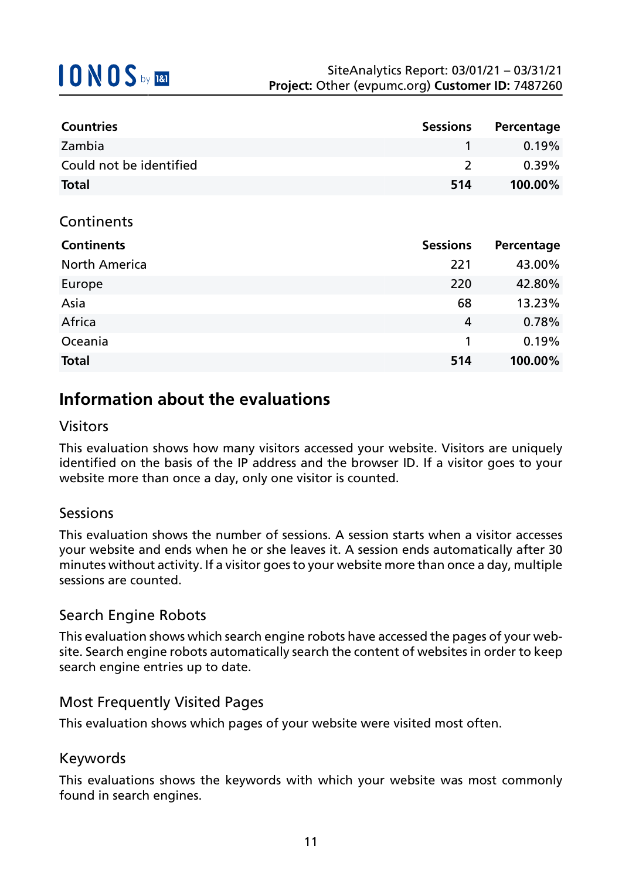| Countries | Sessions | Percentage |
|---|---|---|
| Zambia | 1 | 0.19% |
| Could not be identified | 2 | 0.39% |
| **Total** | **514** | **100.00%** |

### Continents

| Continents | Sessions | Percentage |
|---|---|---|
| North America | 221 | 43.00% |
| Europe | 220 | 42.80% |
| Asia | 68 | 13.23% |
| Africa | 4 | 0.78% |
| Oceania | 1 | 0.19% |
| **Total** | **514** | **100.00%** |

## Information about the evaluations

### Visitors

This evaluation shows how many visitors accessed your website. Visitors are uniquely identified on the basis of the IP address and the browser ID. If a visitor goes to your website more than once a day, only one visitor is counted.

### Sessions

This evaluation shows the number of sessions. A session starts when a visitor accesses your website and ends when he or she leaves it. A session ends automatically after 30 minutes without activity. If a visitor goes to your website more than once a day, multiple sessions are counted.

### Search Engine Robots

This evaluation shows which search engine robots have accessed the pages of your website. Search engine robots automatically search the content of websites in order to keep search engine entries up to date.

### Most Frequently Visited Pages

This evaluation shows which pages of your website were visited most often.

### Keywords

This evaluations shows the keywords with which your website was most commonly found in search engines.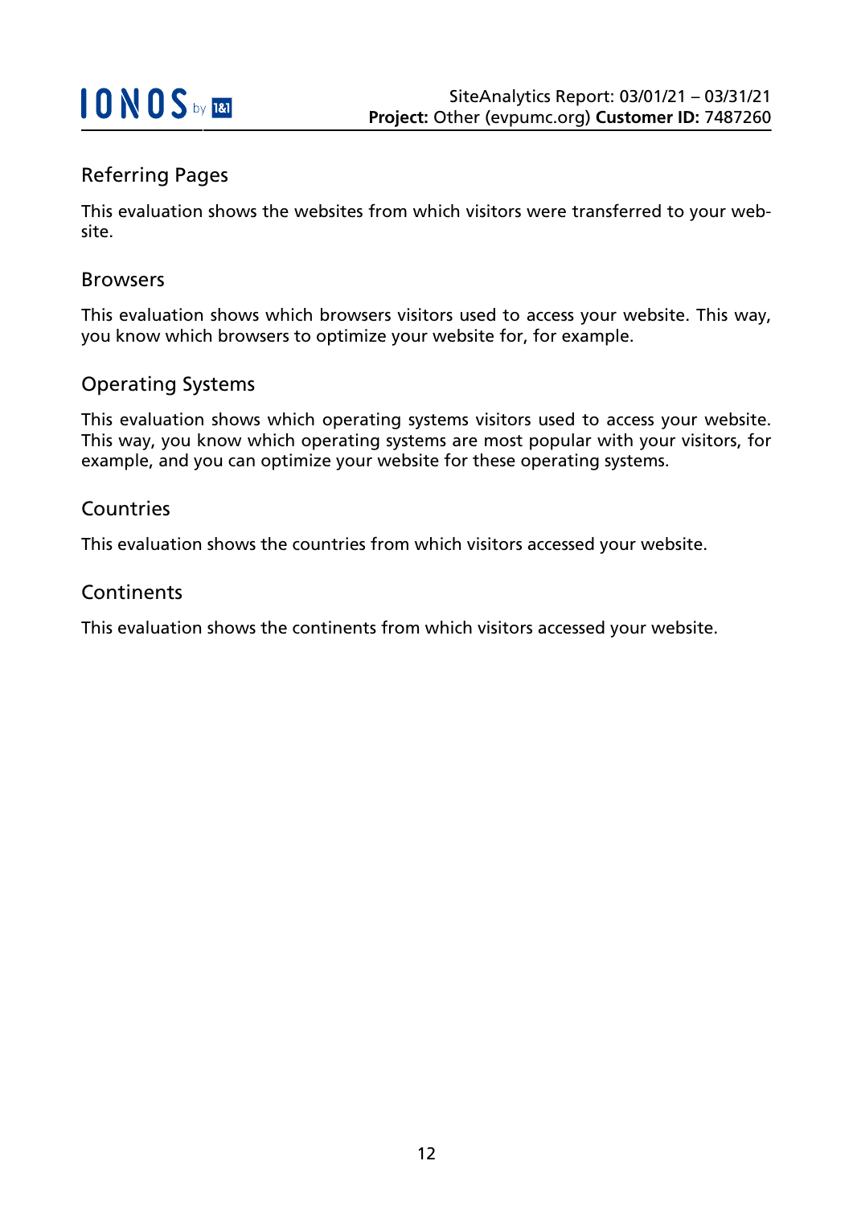## Referring Pages

This evaluation shows the websites from which visitors were transferred to your website.

## Browsers

This evaluation shows which browsers visitors used to access your website. This way, you know which browsers to optimize your website for, for example.

## Operating Systems

This evaluation shows which operating systems visitors used to access your website. This way, you know which operating systems are most popular with your visitors, for example, and you can optimize your website for these operating systems.

## Countries

This evaluation shows the countries from which visitors accessed your website.

## Continents

This evaluation shows the continents from which visitors accessed your website.